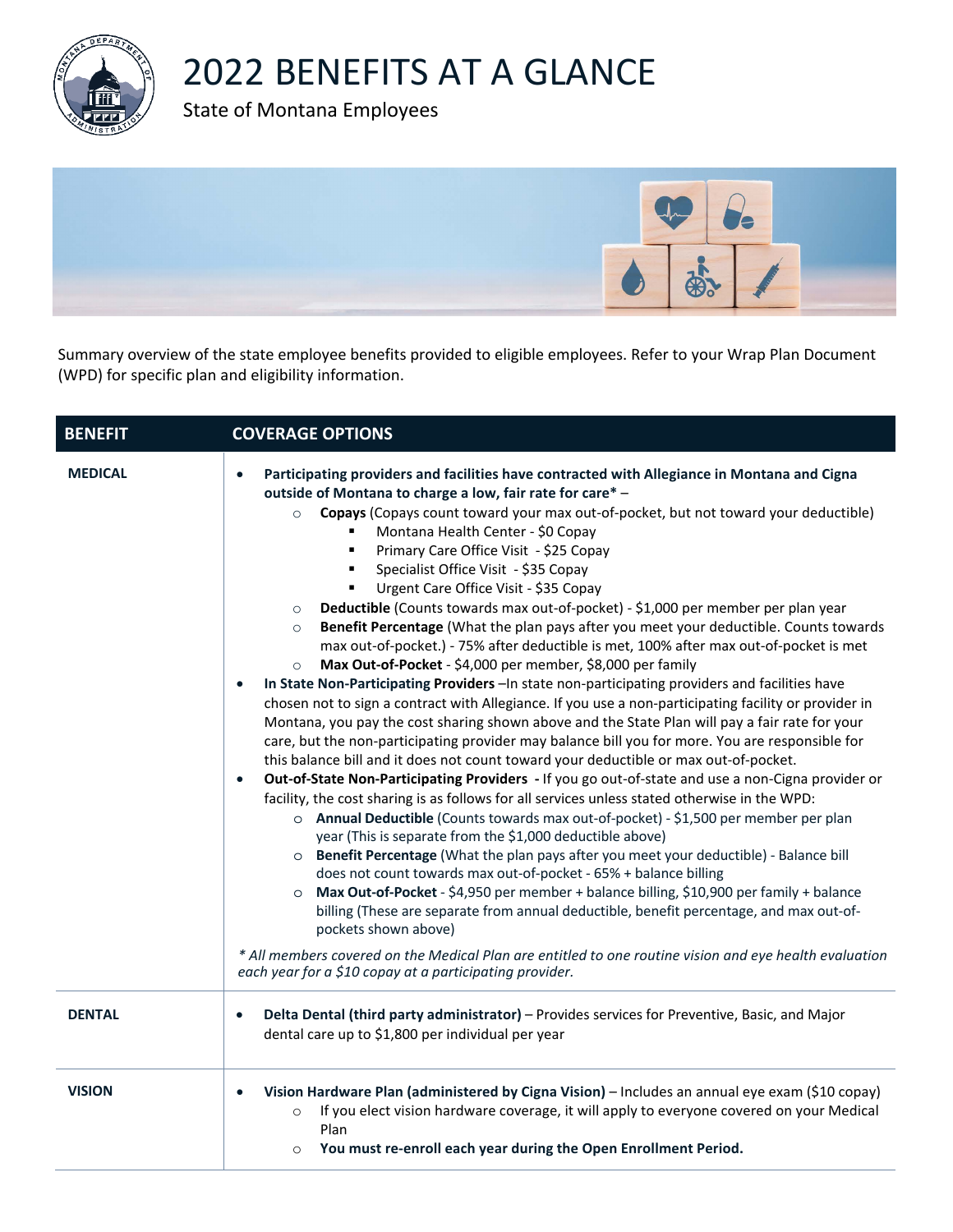# 2022 BENEFITS AT A GLANCE

State of Montana Employees

Summary overview of the state employee benefits provided to eligible employees. Refer to your Wrap Plan Document (WPD) for specific plan and eligibility information.

| BENEFIT | COVERAGE OPTIONS |
|---|---|
| **MEDICAL** | • **Participating providers and facilities have contracted with Allegiance in Montana and Cigna outside of Montana to charge a low, fair rate for care*** – <br>  ○ **Copays** (Copays count toward your max out-of-pocket, but not toward your deductible) <br>    ▪ Montana Health Center - $0 Copay <br>    ▪ Primary Care Office Visit - $25 Copay <br>    ▪ Specialist Office Visit - $35 Copay <br>    ▪ Urgent Care Office Visit - $35 Copay <br>  ○ **Deductible** (Counts towards max out-of-pocket) - $1,000 per member per plan year <br>  ○ **Benefit Percentage** (What the plan pays after you meet your deductible. Counts towards max out-of-pocket.) - 75% after deductible is met, 100% after max out-of-pocket is met <br>  ○ **Max Out-of-Pocket** - $4,000 per member, $8,000 per family <br>• **In State Non-Participating Providers** –In state non-participating providers and facilities have chosen not to sign a contract with Allegiance. If you use a non-participating facility or provider in Montana, you pay the cost sharing shown above and the State Plan will pay a fair rate for your care, but the non-participating provider may balance bill you for more. You are responsible for this balance bill and it does not count toward your deductible or max out-of-pocket. <br>• **Out-of-State Non-Participating Providers -** If you go out-of-state and use a non-Cigna provider or facility, the cost sharing is as follows for all services unless stated otherwise in the WPD: <br>  ○ **Annual Deductible** (Counts towards max out-of-pocket) - $1,500 per member per plan year (This is separate from the $1,000 deductible above) <br>  ○ **Benefit Percentage** (What the plan pays after you meet your deductible) - Balance bill does not count towards max out-of-pocket - 65% + balance billing <br>  ○ **Max Out-of-Pocket** - $4,950 per member + balance billing, $10,900 per family + balance billing (These are separate from annual deductible, benefit percentage, and max out-of-pockets shown above) <br><br>*\* All members covered on the Medical Plan are entitled to one routine vision and eye health evaluation each year for a $10 copay at a participating provider.* |
| **DENTAL** | • **Delta Dental (third party administrator)** – Provides services for Preventive, Basic, and Major dental care up to $1,800 per individual per year |
| **VISION** | • **Vision Hardware Plan (administered by Cigna Vision)** – Includes an annual eye exam ($10 copay) <br>  ○ If you elect vision hardware coverage, it will apply to everyone covered on your Medical Plan <br>  ○ **You must re-enroll each year during the Open Enrollment Period.** |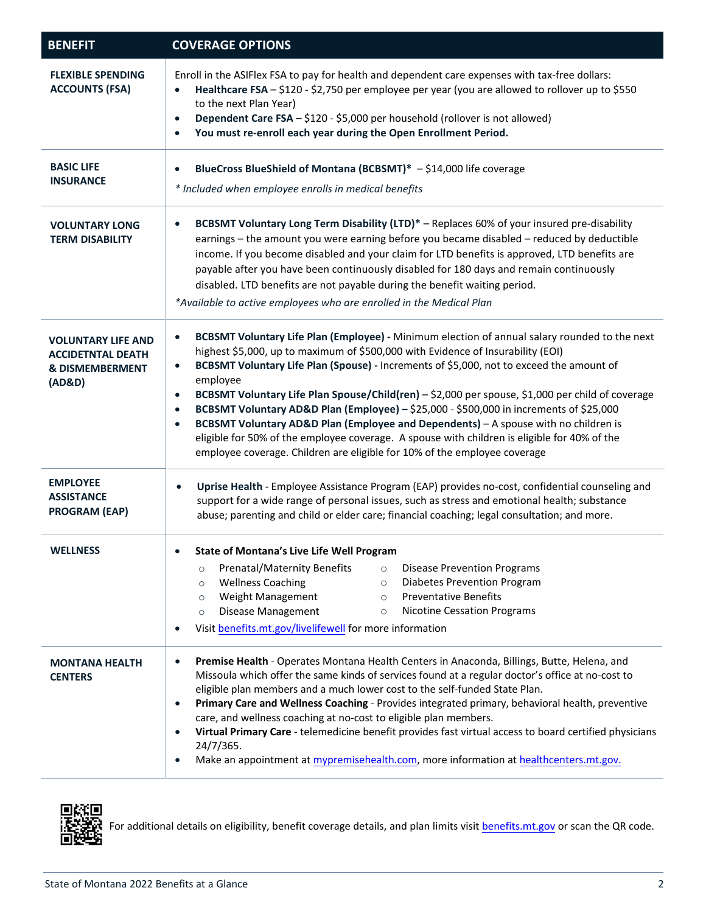| BENEFIT | COVERAGE OPTIONS |
|---|---|
| **FLEXIBLE SPENDING ACCOUNTS (FSA)** | Enroll in the ASIFlex FSA to pay for health and dependent care expenses with tax-free dollars:<br>• **Healthcare FSA** – $120 - $2,750 per employee per year (you are allowed to rollover up to $550 to the next Plan Year)<br>• **Dependent Care FSA** – $120 - $5,000 per household (rollover is not allowed)<br>• **You must re-enroll each year during the Open Enrollment Period.** |
| **BASIC LIFE INSURANCE** | • **BlueCross BlueShield of Montana (BCBSMT)*** – $14,000 life coverage<br>*\* Included when employee enrolls in medical benefits* |
| **VOLUNTARY LONG TERM DISABILITY** | • **BCBSMT Voluntary Long Term Disability (LTD)*** – Replaces 60% of your insured pre-disability earnings – the amount you were earning before you became disabled – reduced by deductible income. If you become disabled and your claim for LTD benefits is approved, LTD benefits are payable after you have been continuously disabled for 180 days and remain continuously disabled. LTD benefits are not payable during the benefit waiting period.<br>*\*Available to active employees who are enrolled in the Medical Plan* |
| **VOLUNTARY LIFE AND ACCIDETNTAL DEATH & DISMEMBERMENT (AD&D)** | • **BCBSMT Voluntary Life Plan (Employee) -** Minimum election of annual salary rounded to the next highest $5,000, up to maximum of $500,000 with Evidence of Insurability (EOI)<br>• **BCBSMT Voluntary Life Plan (Spouse) -** Increments of $5,000, not to exceed the amount of employee<br>• **BCBSMT Voluntary Life Plan Spouse/Child(ren)** – $2,000 per spouse, $1,000 per child of coverage<br>• **BCBSMT Voluntary AD&D Plan (Employee) –** $25,000 - $500,000 in increments of $25,000<br>• **BCBSMT Voluntary AD&D Plan (Employee and Dependents)** – A spouse with no children is eligible for 50% of the employee coverage. A spouse with children is eligible for 40% of the employee coverage. Children are eligible for 10% of the employee coverage |
| **EMPLOYEE ASSISTANCE PROGRAM (EAP)** | • **Uprise Health** - Employee Assistance Program (EAP) provides no-cost, confidential counseling and support for a wide range of personal issues, such as stress and emotional health; substance abuse; parenting and child or elder care; financial coaching; legal consultation; and more. |
| **WELLNESS** | • **State of Montana's Live Life Well Program**<br>○ Prenatal/Maternity Benefits<br>○ Wellness Coaching<br>○ Weight Management<br>○ Disease Management<br>○ Disease Prevention Programs<br>○ Diabetes Prevention Program<br>○ Preventative Benefits<br>○ Nicotine Cessation Programs<br>• Visit benefits.mt.gov/livelifewell for more information |
| **MONTANA HEALTH CENTERS** | • **Premise Health** - Operates Montana Health Centers in Anaconda, Billings, Butte, Helena, and Missoula which offer the same kinds of services found at a regular doctor's office at no-cost to eligible plan members and a much lower cost to the self-funded State Plan.<br>• **Primary Care and Wellness Coaching** - Provides integrated primary, behavioral health, preventive care, and wellness coaching at no-cost to eligible plan members.<br>• **Virtual Primary Care** - telemedicine benefit provides fast virtual access to board certified physicians 24/7/365.<br>• Make an appointment at mypremisehealth.com, more information at healthcenters.mt.gov. |

For additional details on eligibility, benefit coverage details, and plan limits visit benefits.mt.gov or scan the QR code.